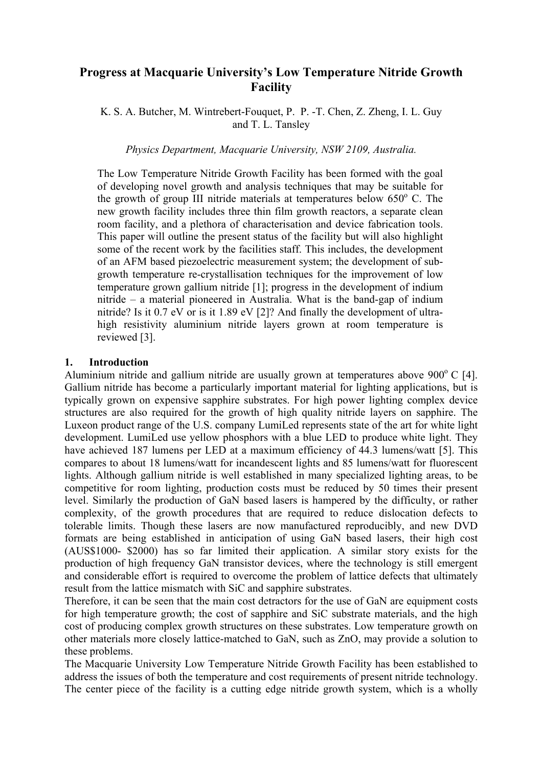# Progress at Macquarie University's Low Temperature Nitride Growth Facility

K. S. A. Butcher, M. Wintrebert-Fouquet, P. P. -T. Chen, Z. Zheng, I. L. Guy and T. L. Tansley

*Physics Department, Macquarie University, NSW 2109, Australia.*

The Low Temperature Nitride Growth Facility has been formed with the goal of developing novel growth and analysis techniques that may be suitable for the growth of group III nitride materials at temperatures below 650$^o$ C. The new growth facility includes three thin film growth reactors, a separate clean room facility, and a plethora of characterisation and device fabrication tools. This paper will outline the present status of the facility but will also highlight some of the recent work by the facilities staff. This includes, the development of an AFM based piezoelectric measurement system; the development of sub-growth temperature re-crystallisation techniques for the improvement of low temperature grown gallium nitride [1]; progress in the development of indium nitride – a material pioneered in Australia. What is the band-gap of indium nitride? Is it 0.7 eV or is it 1.89 eV [2]? And finally the development of ultra-high resistivity aluminium nitride layers grown at room temperature is reviewed [3].

## 1. Introduction

Aluminium nitride and gallium nitride are usually grown at temperatures above 900$^o$ C [4]. Gallium nitride has become a particularly important material for lighting applications, but is typically grown on expensive sapphire substrates. For high power lighting complex device structures are also required for the growth of high quality nitride layers on sapphire. The Luxeon product range of the U.S. company LumiLed represents state of the art for white light development. LumiLed use yellow phosphors with a blue LED to produce white light. They have achieved 187 lumens per LED at a maximum efficiency of 44.3 lumens/watt [5]. This compares to about 18 lumens/watt for incandescent lights and 85 lumens/watt for fluorescent lights. Although gallium nitride is well established in many specialized lighting areas, to be competitive for room lighting, production costs must be reduced by 50 times their present level. Similarly the production of GaN based lasers is hampered by the difficulty, or rather complexity, of the growth procedures that are required to reduce dislocation defects to tolerable limits. Though these lasers are now manufactured reproducibly, and new DVD formats are being established in anticipation of using GaN based lasers, their high cost (AUS\$1000- \$2000) has so far limited their application. A similar story exists for the production of high frequency GaN transistor devices, where the technology is still emergent and considerable effort is required to overcome the problem of lattice defects that ultimately result from the lattice mismatch with SiC and sapphire substrates.

Therefore, it can be seen that the main cost detractors for the use of GaN are equipment costs for high temperature growth; the cost of sapphire and SiC substrate materials, and the high cost of producing complex growth structures on these substrates. Low temperature growth on other materials more closely lattice-matched to GaN, such as ZnO, may provide a solution to these problems.

The Macquarie University Low Temperature Nitride Growth Facility has been established to address the issues of both the temperature and cost requirements of present nitride technology. The center piece of the facility is a cutting edge nitride growth system, which is a wholly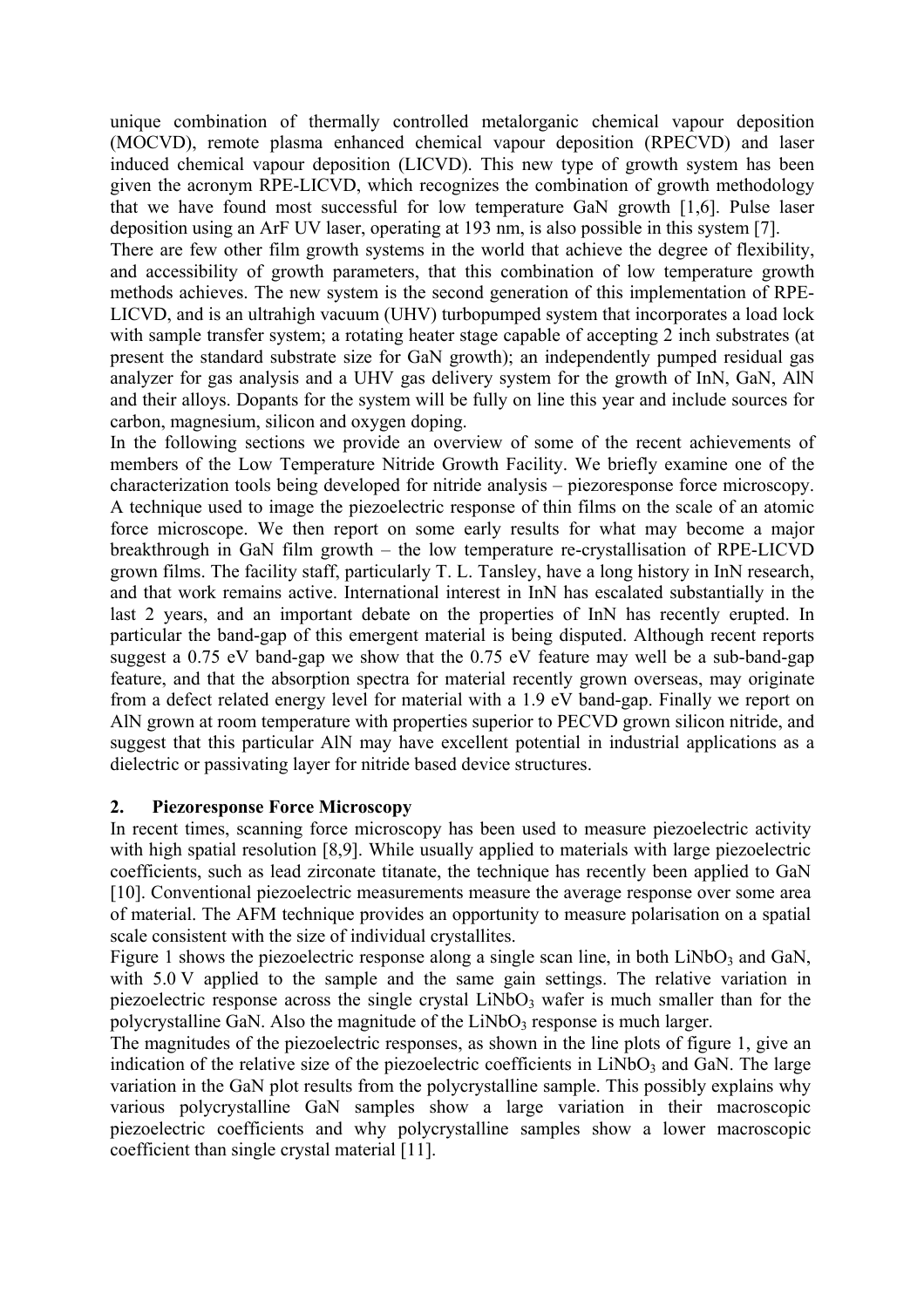unique combination of thermally controlled metalorganic chemical vapour deposition (MOCVD), remote plasma enhanced chemical vapour deposition (RPECVD) and laser induced chemical vapour deposition (LICVD). This new type of growth system has been given the acronym RPE-LICVD, which recognizes the combination of growth methodology that we have found most successful for low temperature GaN growth [1,6]. Pulse laser deposition using an ArF UV laser, operating at 193 nm, is also possible in this system [7].

There are few other film growth systems in the world that achieve the degree of flexibility, and accessibility of growth parameters, that this combination of low temperature growth methods achieves. The new system is the second generation of this implementation of RPE-LICVD, and is an ultrahigh vacuum (UHV) turbopumped system that incorporates a load lock with sample transfer system; a rotating heater stage capable of accepting 2 inch substrates (at present the standard substrate size for GaN growth); an independently pumped residual gas analyzer for gas analysis and a UHV gas delivery system for the growth of InN, GaN, AlN and their alloys. Dopants for the system will be fully on line this year and include sources for carbon, magnesium, silicon and oxygen doping.

In the following sections we provide an overview of some of the recent achievements of members of the Low Temperature Nitride Growth Facility. We briefly examine one of the characterization tools being developed for nitride analysis – piezoresponse force microscopy. A technique used to image the piezoelectric response of thin films on the scale of an atomic force microscope. We then report on some early results for what may become a major breakthrough in GaN film growth – the low temperature re-crystallisation of RPE-LICVD grown films. The facility staff, particularly T. L. Tansley, have a long history in InN research, and that work remains active. International interest in InN has escalated substantially in the last 2 years, and an important debate on the properties of InN has recently erupted. In particular the band-gap of this emergent material is being disputed. Although recent reports suggest a 0.75 eV band-gap we show that the 0.75 eV feature may well be a sub-band-gap feature, and that the absorption spectra for material recently grown overseas, may originate from a defect related energy level for material with a 1.9 eV band-gap. Finally we report on AlN grown at room temperature with properties superior to PECVD grown silicon nitride, and suggest that this particular AlN may have excellent potential in industrial applications as a dielectric or passivating layer for nitride based device structures.

## 2. Piezoresponse Force Microscopy

In recent times, scanning force microscopy has been used to measure piezoelectric activity with high spatial resolution [8,9]. While usually applied to materials with large piezoelectric coefficients, such as lead zirconate titanate, the technique has recently been applied to GaN [10]. Conventional piezoelectric measurements measure the average response over some area of material. The AFM technique provides an opportunity to measure polarisation on a spatial scale consistent with the size of individual crystallites.

Figure 1 shows the piezoelectric response along a single scan line, in both $LiNbO_3$ and GaN, with 5.0 V applied to the sample and the same gain settings. The relative variation in piezoelectric response across the single crystal $LiNbO_3$ wafer is much smaller than for the polycrystalline GaN. Also the magnitude of the $LiNbO_3$ response is much larger.

The magnitudes of the piezoelectric responses, as shown in the line plots of figure 1, give an indication of the relative size of the piezoelectric coefficients in $LiNbO_3$ and GaN. The large variation in the GaN plot results from the polycrystalline sample. This possibly explains why various polycrystalline GaN samples show a large variation in their macroscopic piezoelectric coefficients and why polycrystalline samples show a lower macroscopic coefficient than single crystal material [11].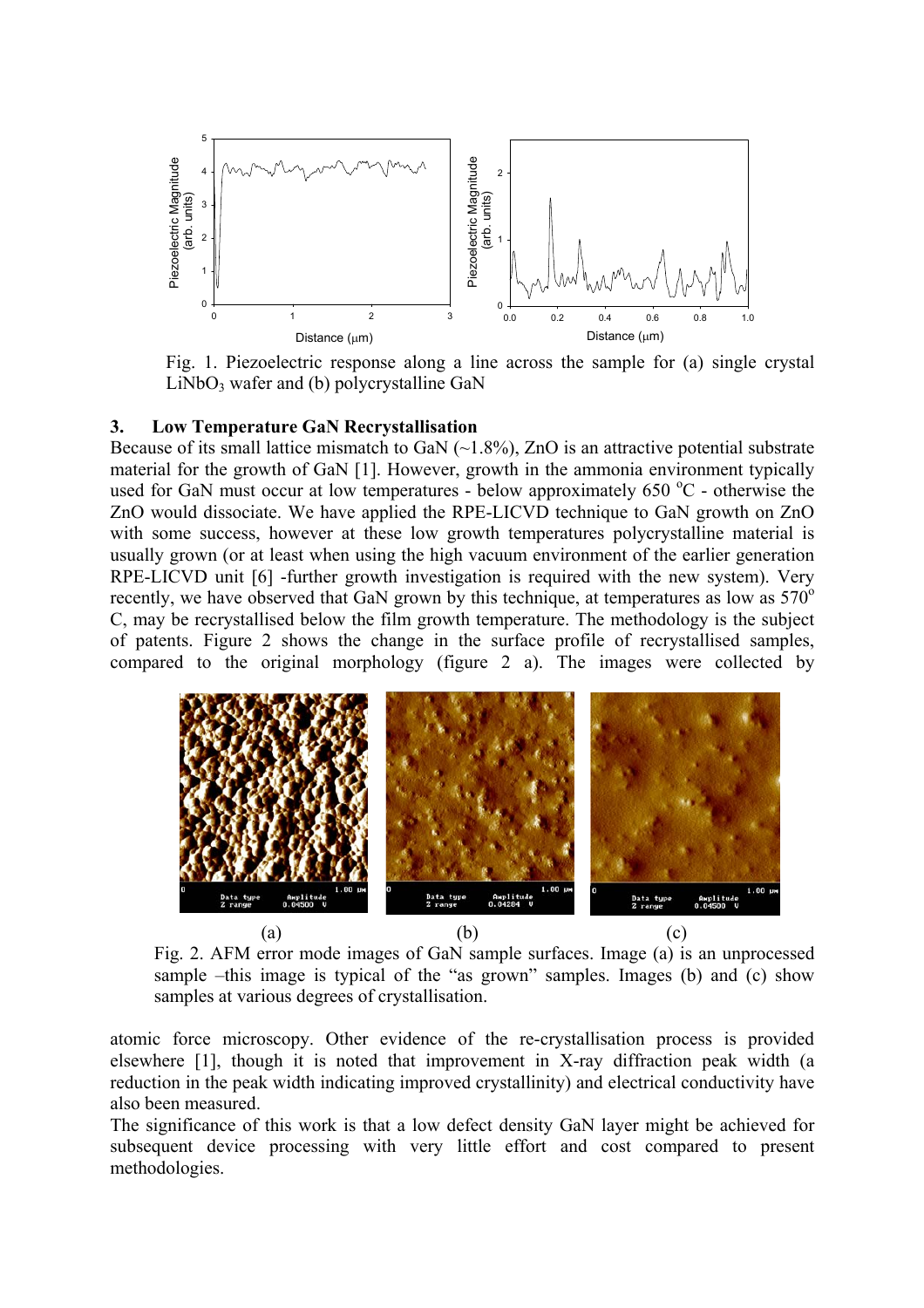Fig. 1. Piezoelectric response along a line across the sample for (a) single crystal $LiNbO_3$ wafer and (b) polycrystalline GaN

## 3. Low Temperature GaN Recrystallisation

Because of its small lattice mismatch to GaN (~1.8%), ZnO is an attractive potential substrate material for the growth of GaN [1]. However, growth in the ammonia environment typically used for GaN must occur at low temperatures - below approximately 650 $^{o}$C - otherwise the ZnO would dissociate. We have applied the RPE-LICVD technique to GaN growth on ZnO with some success, however at these low growth temperatures polycrystalline material is usually grown (or at least when using the high vacuum environment of the earlier generation RPE-LICVD unit [6] -further growth investigation is required with the new system). Very recently, we have observed that GaN grown by this technique, at temperatures as low as 570$^{o}$ C, may be recrystallised below the film growth temperature. The methodology is the subject of patents. Figure 2 shows the change in the surface profile of recrystallised samples, compared to the original morphology (figure 2 a). The images were collected by atomic force microscopy. Other evidence of the re-crystallisation process is provided elsewhere [1], though it is noted that improvement in X-ray diffraction peak width (a reduction in the peak width indicating improved crystallinity) and electrical conductivity have also been measured.

Fig. 2. AFM error mode images of GaN sample surfaces. Image (a) is an unprocessed sample –this image is typical of the "as grown" samples. Images (b) and (c) show samples at various degrees of crystallisation.

The significance of this work is that a low defect density GaN layer might be achieved for subsequent device processing with very little effort and cost compared to present methodologies.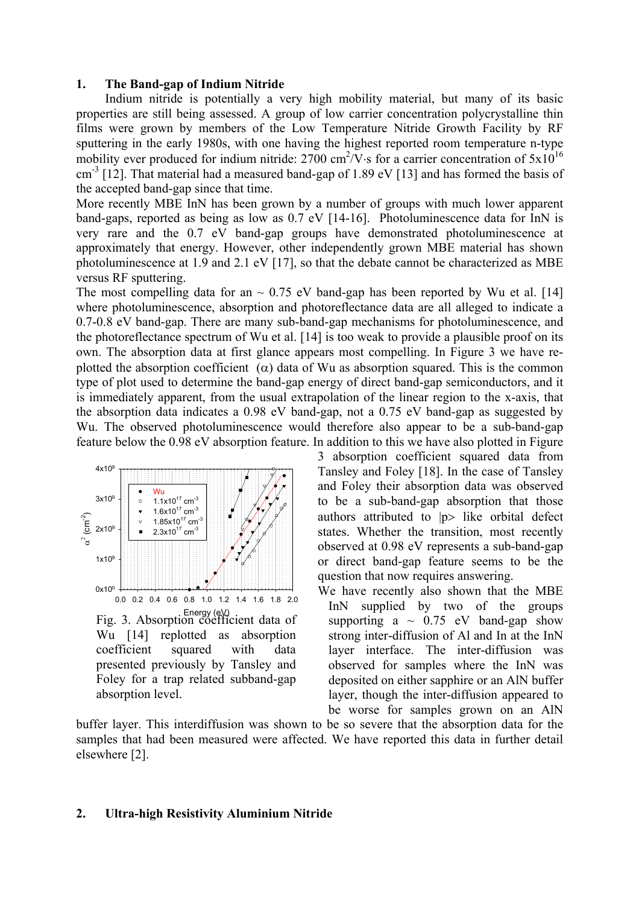## 1. The Band-gap of Indium Nitride

Indium nitride is potentially a very high mobility material, but many of its basic properties are still being assessed. A group of low carrier concentration polycrystalline thin films were grown by members of the Low Temperature Nitride Growth Facility by RF sputtering in the early 1980s, with one having the highest reported room temperature n-type mobility ever produced for indium nitride: 2700 $cm^2/V{\cdot}s$ for a carrier concentration of $5x10^{16}$ $cm^{-3}$ [12]. That material had a measured band-gap of 1.89 eV [13] and has formed the basis of the accepted band-gap since that time.

More recently MBE InN has been grown by a number of groups with much lower apparent band-gaps, reported as being as low as 0.7 eV [14-16]. Photoluminescence data for InN is very rare and the 0.7 eV band-gap groups have demonstrated photoluminescence at approximately that energy. However, other independently grown MBE material has shown photoluminescence at 1.9 and 2.1 eV [17], so that the debate cannot be characterized as MBE versus RF sputtering.

The most compelling data for an ~ 0.75 eV band-gap has been reported by Wu et al. [14] where photoluminescence, absorption and photoreflectance data are all alleged to indicate a 0.7-0.8 eV band-gap. There are many sub-band-gap mechanisms for photoluminescence, and the photoreflectance spectrum of Wu et al. [14] is too weak to provide a plausible proof on its own. The absorption data at first glance appears most compelling. In Figure 3 we have re-plotted the absorption coefficient ($\alpha$) data of Wu as absorption squared. This is the common type of plot used to determine the band-gap energy of direct band-gap semiconductors, and it is immediately apparent, from the usual extrapolation of the linear region to the x-axis, that the absorption data indicates a 0.98 eV band-gap, not a 0.75 eV band-gap as suggested by Wu. The observed photoluminescence would therefore also appear to be a sub-band-gap feature below the 0.98 eV absorption feature. In addition to this we have also plotted in Figure 3 absorption coefficient squared data from Tansley and Foley [18]. In the case of Tansley and Foley their absorption data was observed to be a sub-band-gap absorption that those authors attributed to |p> like orbital defect states. Whether the transition, most recently observed at 0.98 eV represents a sub-band-gap or direct band-gap feature seems to be the question that now requires answering.

Fig. 3. Absorption coefficient data of Wu [14] replotted as absorption coefficient squared with data presented previously by Tansley and Foley for a trap related subband-gap absorption level.

We have recently also shown that the MBE InN supplied by two of the groups supporting a ~ 0.75 eV band-gap show strong inter-diffusion of Al and In at the InN layer interface. The inter-diffusion was observed for samples where the InN was deposited on either sapphire or an AlN buffer layer, though the inter-diffusion appeared to be worse for samples grown on an AlN buffer layer. This interdiffusion was shown to be so severe that the absorption data for the samples that had been measured were affected. We have reported this data in further detail elsewhere [2].

## 2. Ultra-high Resistivity Aluminium Nitride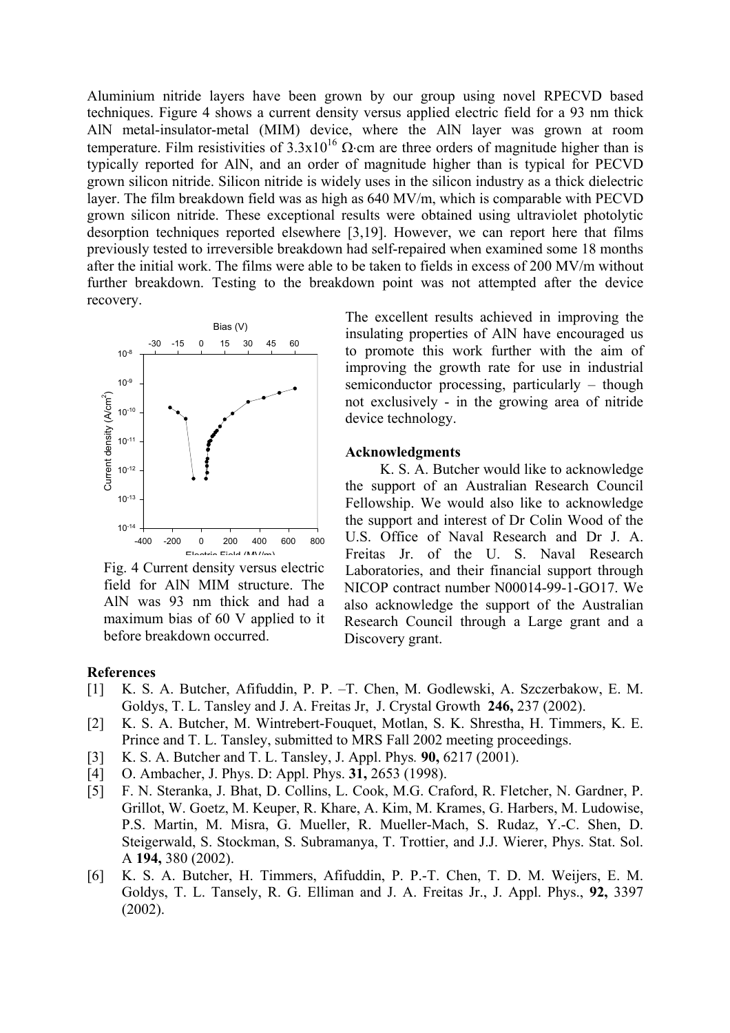Aluminium nitride layers have been grown by our group using novel RPECVD based techniques. Figure 4 shows a current density versus applied electric field for a 93 nm thick AlN metal-insulator-metal (MIM) device, where the AlN layer was grown at room temperature. Film resistivities of $3.3\times10^{16}$ Ω·cm are three orders of magnitude higher than is typically reported for AlN, and an order of magnitude higher than is typical for PECVD grown silicon nitride. Silicon nitride is widely uses in the silicon industry as a thick dielectric layer. The film breakdown field was as high as 640 MV/m, which is comparable with PECVD grown silicon nitride. These exceptional results were obtained using ultraviolet photolytic desorption techniques reported elsewhere [3,19]. However, we can report here that films previously tested to irreversible breakdown had self-repaired when examined some 18 months after the initial work. The films were able to be taken to fields in excess of 200 MV/m without further breakdown. Testing to the breakdown point was not attempted after the device recovery.

Fig. 4 Current density versus electric field for AlN MIM structure. The AlN was 93 nm thick and had a maximum bias of 60 V applied to it before breakdown occurred.

The excellent results achieved in improving the insulating properties of AlN have encouraged us to promote this work further with the aim of improving the growth rate for use in industrial semiconductor processing, particularly – though not exclusively - in the growing area of nitride device technology.

**Acknowledgments**

K. S. A. Butcher would like to acknowledge the support of an Australian Research Council Fellowship. We would also like to acknowledge the support and interest of Dr Colin Wood of the U.S. Office of Naval Research and Dr J. A. Freitas Jr. of the U. S. Naval Research Laboratories, and their financial support through NICOP contract number N00014-99-1-GO17. We also acknowledge the support of the Australian Research Council through a Large grant and a Discovery grant.

**References**

[1] K. S. A. Butcher, Afifuddin, P. P. –T. Chen, M. Godlewski, A. Szczerbakow, E. M. Goldys, T. L. Tansley and J. A. Freitas Jr, J. Crystal Growth **246,** 237 (2002).

[2] K. S. A. Butcher, M. Wintrebert-Fouquet, Motlan, S. K. Shrestha, H. Timmers, K. E. Prince and T. L. Tansley, submitted to MRS Fall 2002 meeting proceedings.

[3] K. S. A. Butcher and T. L. Tansley, J. Appl. Phys. **90,** 6217 (2001).

[4] O. Ambacher, J. Phys. D: Appl. Phys. **31,** 2653 (1998).

[5] F. N. Steranka, J. Bhat, D. Collins, L. Cook, M.G. Craford, R. Fletcher, N. Gardner, P. Grillot, W. Goetz, M. Keuper, R. Khare, A. Kim, M. Krames, G. Harbers, M. Ludowise, P.S. Martin, M. Misra, G. Mueller, R. Mueller-Mach, S. Rudaz, Y.-C. Shen, D. Steigerwald, S. Stockman, S. Subramanya, T. Trottier, and J.J. Wierer, Phys. Stat. Sol. A **194,** 380 (2002).

[6] K. S. A. Butcher, H. Timmers, Afifuddin, P. P.-T. Chen, T. D. M. Weijers, E. M. Goldys, T. L. Tansely, R. G. Elliman and J. A. Freitas Jr., J. Appl. Phys., **92,** 3397 (2002).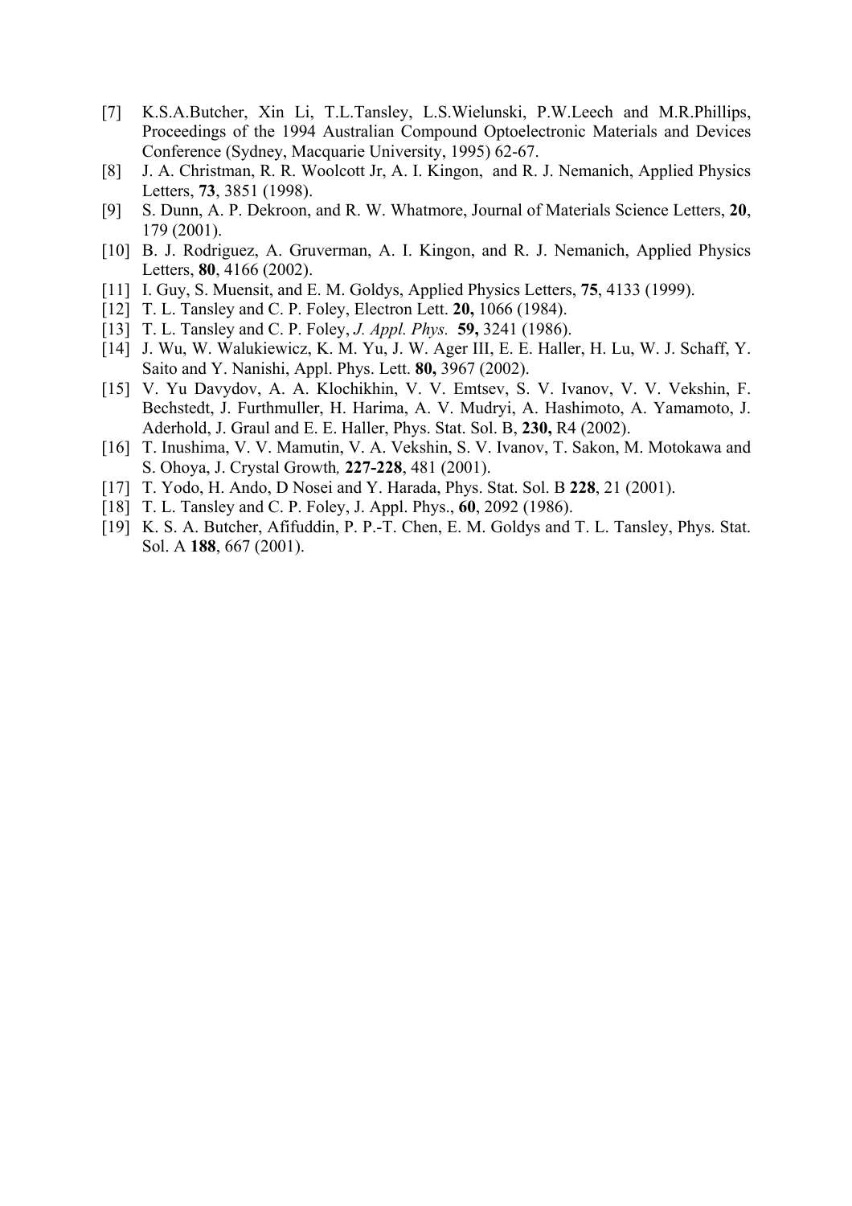[7] K.S.A.Butcher, Xin Li, T.L.Tansley, L.S.Wielunski, P.W.Leech and M.R.Phillips, Proceedings of the 1994 Australian Compound Optoelectronic Materials and Devices Conference (Sydney, Macquarie University, 1995) 62-67.

[8] J. A. Christman, R. R. Woolcott Jr, A. I. Kingon, and R. J. Nemanich, Applied Physics Letters, **73**, 3851 (1998).

[9] S. Dunn, A. P. Dekroon, and R. W. Whatmore, Journal of Materials Science Letters, **20**, 179 (2001).

[10] B. J. Rodriguez, A. Gruverman, A. I. Kingon, and R. J. Nemanich, Applied Physics Letters, **80**, 4166 (2002).

[11] I. Guy, S. Muensit, and E. M. Goldys, Applied Physics Letters, **75**, 4133 (1999).

[12] T. L. Tansley and C. P. Foley, Electron Lett. **20,** 1066 (1984).

[13] T. L. Tansley and C. P. Foley, *J. Appl. Phys.* **59,** 3241 (1986).

[14] J. Wu, W. Walukiewicz, K. M. Yu, J. W. Ager III, E. E. Haller, H. Lu, W. J. Schaff, Y. Saito and Y. Nanishi, Appl. Phys. Lett. **80,** 3967 (2002).

[15] V. Yu Davydov, A. A. Klochikhin, V. V. Emtsev, S. V. Ivanov, V. V. Vekshin, F. Bechstedt, J. Furthmuller, H. Harima, A. V. Mudryi, A. Hashimoto, A. Yamamoto, J. Aderhold, J. Graul and E. E. Haller, Phys. Stat. Sol. B, **230,** R4 (2002).

[16] T. Inushima, V. V. Mamutin, V. A. Vekshin, S. V. Ivanov, T. Sakon, M. Motokawa and S. Ohoya, J. Crystal Growth*,* **227-228**, 481 (2001).

[17] T. Yodo, H. Ando, D Nosei and Y. Harada, Phys. Stat. Sol. B **228**, 21 (2001).

[18] T. L. Tansley and C. P. Foley, J. Appl. Phys., **60**, 2092 (1986).

[19] K. S. A. Butcher, Afifuddin, P. P.-T. Chen, E. M. Goldys and T. L. Tansley, Phys. Stat. Sol. A **188**, 667 (2001).